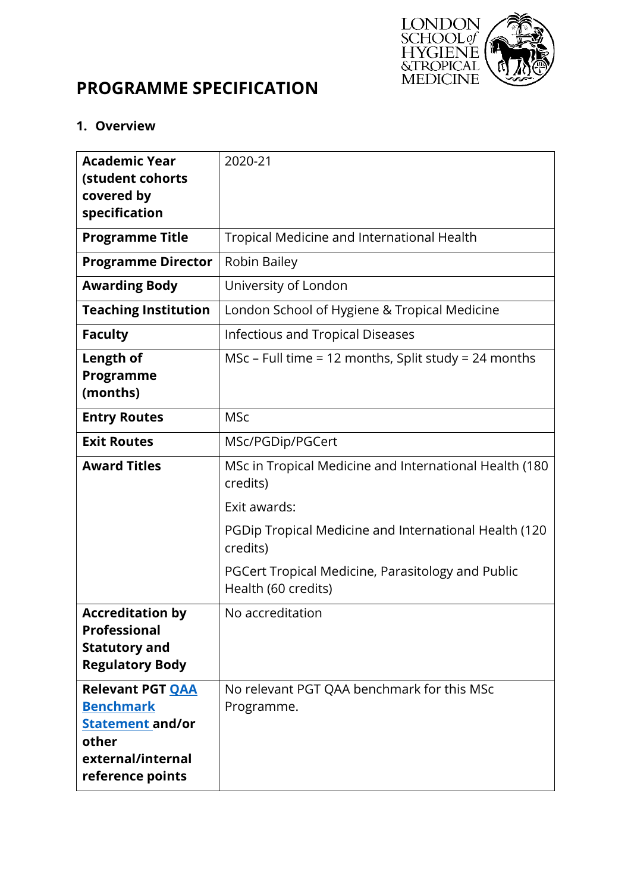# PROGRAMME SPECIFICATION

## 1. Overview

| | |
|---|---|
| **Academic Year (student cohorts covered by specification** | 2020-21 |
| **Programme Title** | Tropical Medicine and International Health |
| **Programme Director** | Robin Bailey |
| **Awarding Body** | University of London |
| **Teaching Institution** | London School of Hygiene & Tropical Medicine |
| **Faculty** | Infectious and Tropical Diseases |
| **Length of Programme (months)** | MSc – Full time = 12 months, Split study = 24 months |
| **Entry Routes** | MSc |
| **Exit Routes** | MSc/PGDip/PGCert |
| **Award Titles** | MSc in Tropical Medicine and International Health (180 credits)<br>Exit awards:<br>PGDip Tropical Medicine and International Health (120 credits)<br>PGCert Tropical Medicine, Parasitology and Public Health (60 credits) |
| **Accreditation by Professional Statutory and Regulatory Body** | No accreditation |
| **Relevant PGT QAA Benchmark Statement and/or other external/internal reference points** | No relevant PGT QAA benchmark for this MSc Programme. |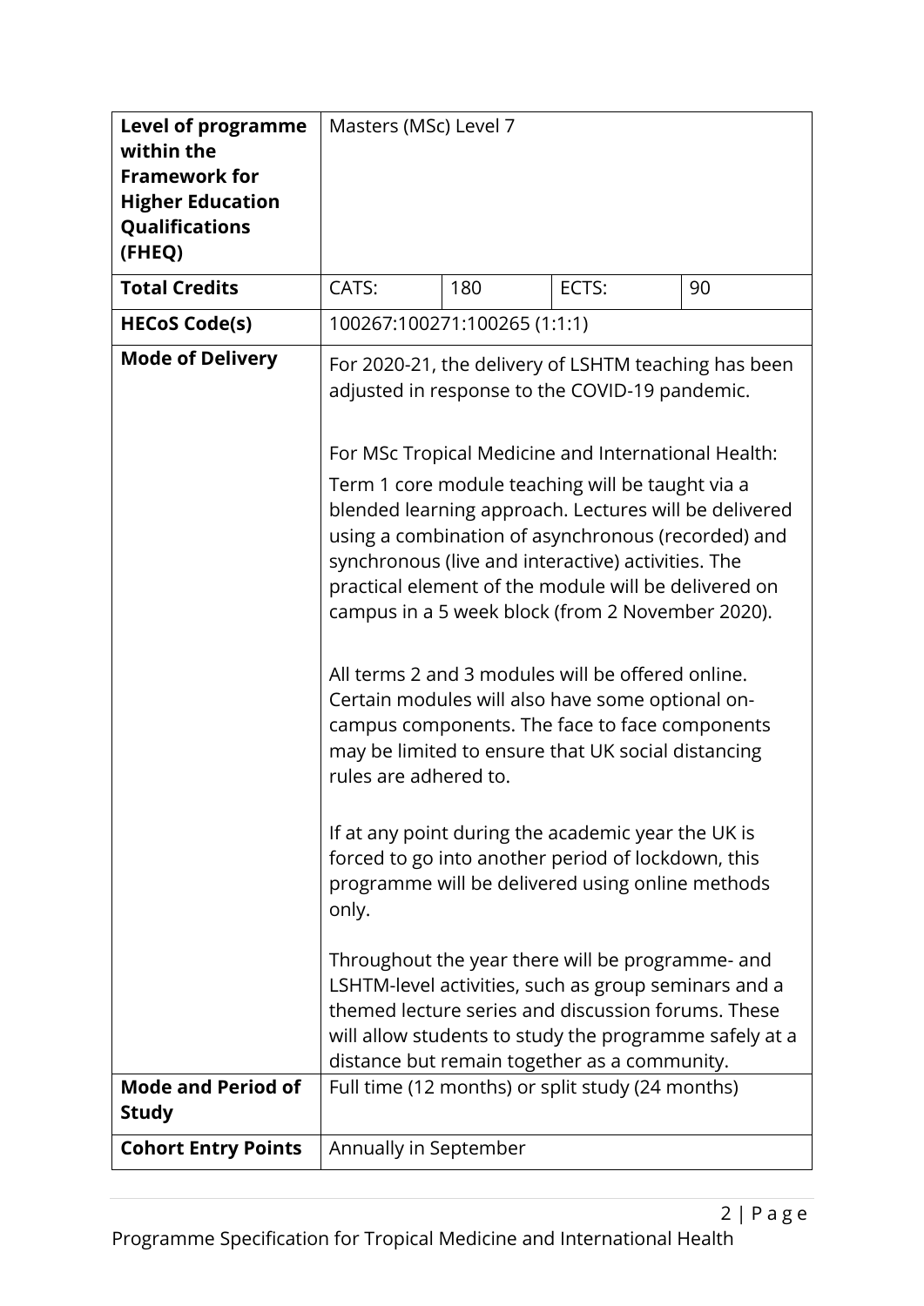| | | | | |
|---|---|---|---|---|
| **Level of programme within the Framework for Higher Education Qualifications (FHEQ)** | Masters (MSc) Level 7 | | | |
| **Total Credits** | CATS: | 180 | ECTS: | 90 |
| **HECoS Code(s)** | 100267:100271:100265 (1:1:1) | | | |
| **Mode of Delivery** | For 2020-21, the delivery of LSHTM teaching has been adjusted in response to the COVID-19 pandemic.<br><br>For MSc Tropical Medicine and International Health:<br>Term 1 core module teaching will be taught via a blended learning approach. Lectures will be delivered using a combination of asynchronous (recorded) and synchronous (live and interactive) activities. The practical element of the module will be delivered on campus in a 5 week block (from 2 November 2020).<br><br>All terms 2 and 3 modules will be offered online. Certain modules will also have some optional on-campus components. The face to face components may be limited to ensure that UK social distancing rules are adhered to.<br><br>If at any point during the academic year the UK is forced to go into another period of lockdown, this programme will be delivered using online methods only.<br><br>Throughout the year there will be programme- and LSHTM-level activities, such as group seminars and a themed lecture series and discussion forums. These will allow students to study the programme safely at a distance but remain together as a community. | | | |
| **Mode and Period of Study** | Full time (12 months) or split study (24 months) | | | |
| **Cohort Entry Points** | Annually in September | | | |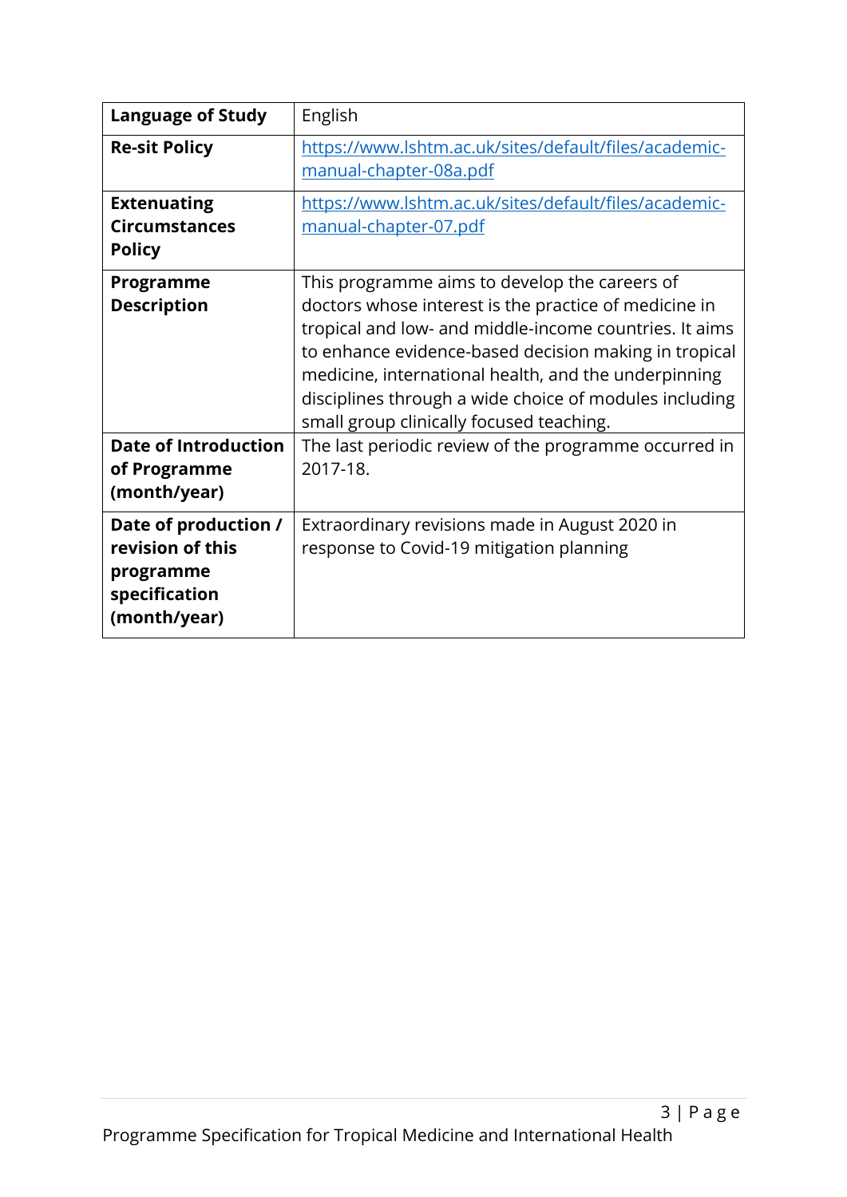| | |
|---|---|
| **Language of Study** | English |
| **Re-sit Policy** | https://www.lshtm.ac.uk/sites/default/files/academic-manual-chapter-08a.pdf |
| **Extenuating Circumstances Policy** | https://www.lshtm.ac.uk/sites/default/files/academic-manual-chapter-07.pdf |
| **Programme Description** | This programme aims to develop the careers of doctors whose interest is the practice of medicine in tropical and low- and middle-income countries. It aims to enhance evidence-based decision making in tropical medicine, international health, and the underpinning disciplines through a wide choice of modules including small group clinically focused teaching. |
| **Date of Introduction of Programme (month/year)** | The last periodic review of the programme occurred in 2017-18. |
| **Date of production / revision of this programme specification (month/year)** | Extraordinary revisions made in August 2020 in response to Covid-19 mitigation planning |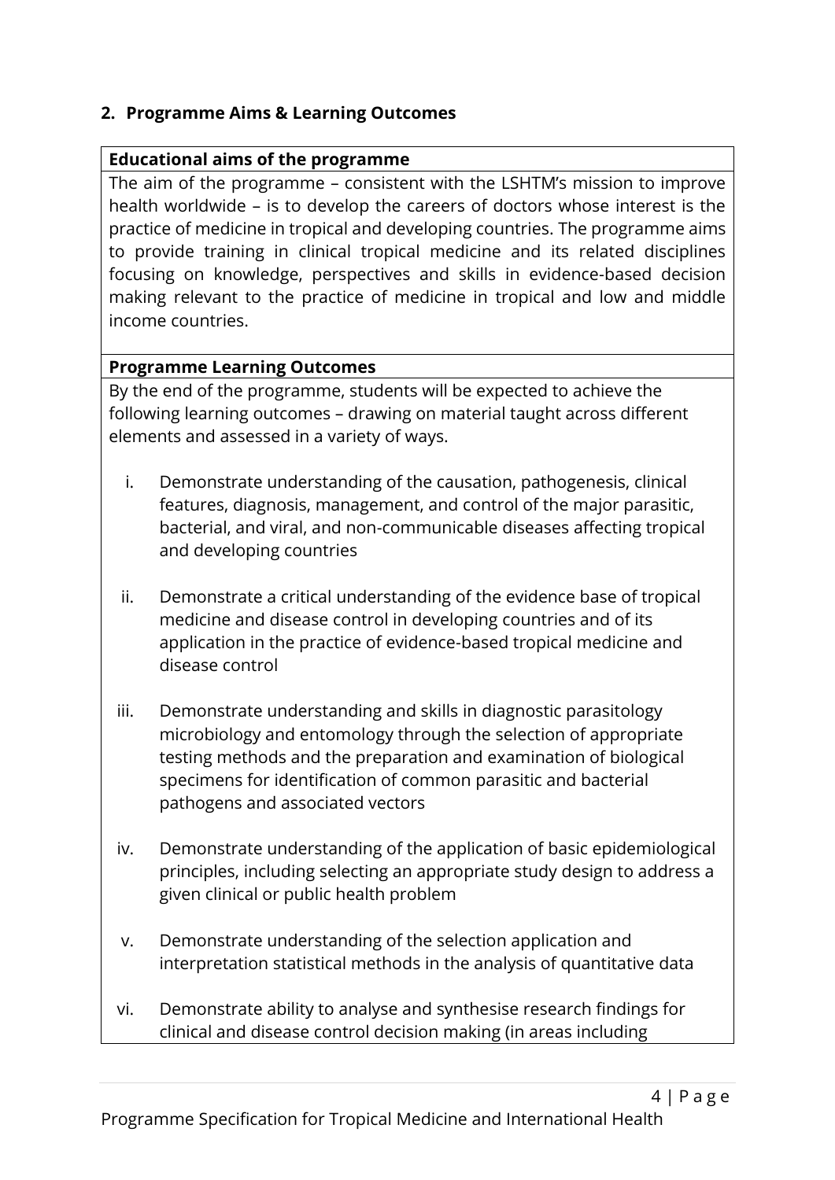## 2. Programme Aims & Learning Outcomes

**Educational aims of the programme**

The aim of the programme – consistent with the LSHTM's mission to improve health worldwide – is to develop the careers of doctors whose interest is the practice of medicine in tropical and developing countries. The programme aims to provide training in clinical tropical medicine and its related disciplines focusing on knowledge, perspectives and skills in evidence-based decision making relevant to the practice of medicine in tropical and low and middle income countries.

**Programme Learning Outcomes**

By the end of the programme, students will be expected to achieve the following learning outcomes – drawing on material taught across different elements and assessed in a variety of ways.

i. Demonstrate understanding of the causation, pathogenesis, clinical features, diagnosis, management, and control of the major parasitic, bacterial, and viral, and non-communicable diseases affecting tropical and developing countries

ii. Demonstrate a critical understanding of the evidence base of tropical medicine and disease control in developing countries and of its application in the practice of evidence-based tropical medicine and disease control

iii. Demonstrate understanding and skills in diagnostic parasitology microbiology and entomology through the selection of appropriate testing methods and the preparation and examination of biological specimens for identification of common parasitic and bacterial pathogens and associated vectors

iv. Demonstrate understanding of the application of basic epidemiological principles, including selecting an appropriate study design to address a given clinical or public health problem

v. Demonstrate understanding of the selection application and interpretation statistical methods in the analysis of quantitative data

vi. Demonstrate ability to analyse and synthesise research findings for clinical and disease control decision making (in areas including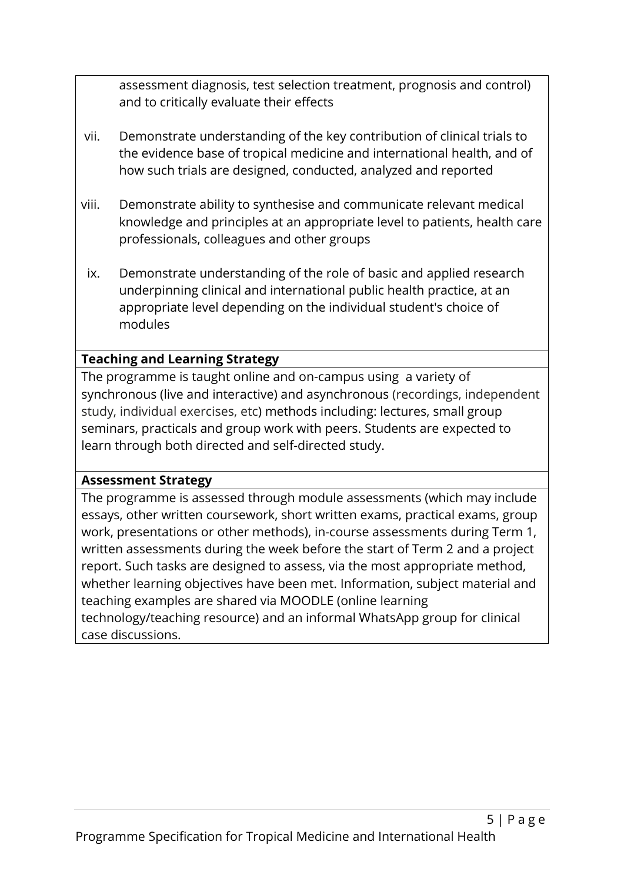assessment diagnosis, test selection treatment, prognosis and control) and to critically evaluate their effects

vii. Demonstrate understanding of the key contribution of clinical trials to the evidence base of tropical medicine and international health, and of how such trials are designed, conducted, analyzed and reported

viii. Demonstrate ability to synthesise and communicate relevant medical knowledge and principles at an appropriate level to patients, health care professionals, colleagues and other groups

ix. Demonstrate understanding of the role of basic and applied research underpinning clinical and international public health practice, at an appropriate level depending on the individual student's choice of modules

**Teaching and Learning Strategy**

The programme is taught online and on-campus using a variety of synchronous (live and interactive) and asynchronous (recordings, independent study, individual exercises, etc) methods including: lectures, small group seminars, practicals and group work with peers. Students are expected to learn through both directed and self-directed study.

**Assessment Strategy**

The programme is assessed through module assessments (which may include essays, other written coursework, short written exams, practical exams, group work, presentations or other methods), in-course assessments during Term 1, written assessments during the week before the start of Term 2 and a project report. Such tasks are designed to assess, via the most appropriate method, whether learning objectives have been met. Information, subject material and teaching examples are shared via MOODLE (online learning technology/teaching resource) and an informal WhatsApp group for clinical case discussions.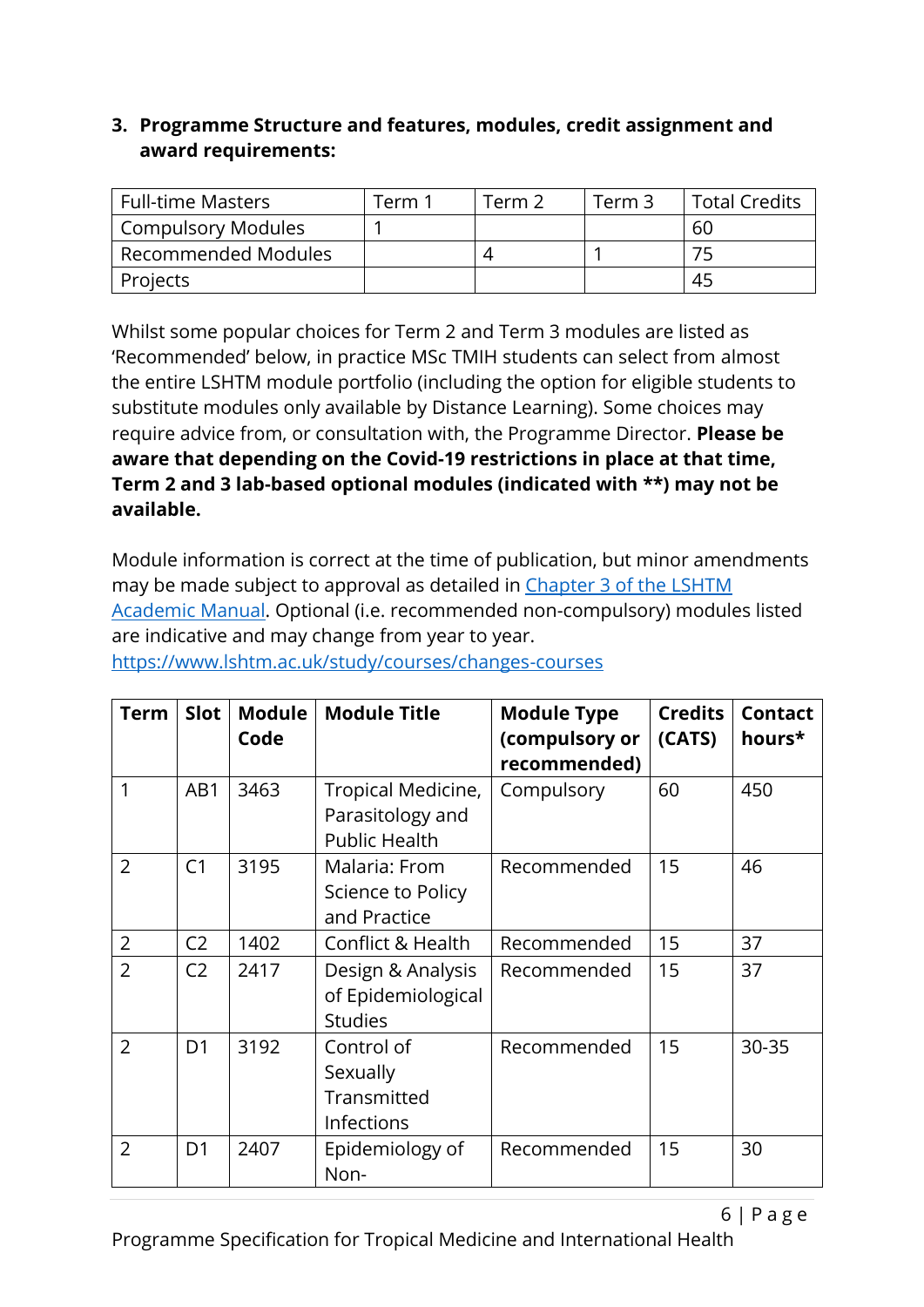3. **Programme Structure and features, modules, credit assignment and award requirements:**

| Full-time Masters | Term 1 | Term 2 | Term 3 | Total Credits |
|---|---|---|---|---|
| Compulsory Modules | 1 | | | 60 |
| Recommended Modules | | 4 | 1 | 75 |
| Projects | | | | 45 |

Whilst some popular choices for Term 2 and Term 3 modules are listed as 'Recommended' below, in practice MSc TMIH students can select from almost the entire LSHTM module portfolio (including the option for eligible students to substitute modules only available by Distance Learning). Some choices may require advice from, or consultation with, the Programme Director. **Please be aware that depending on the Covid-19 restrictions in place at that time, Term 2 and 3 lab-based optional modules (indicated with **) may not be available.**

Module information is correct at the time of publication, but minor amendments may be made subject to approval as detailed in [Chapter 3 of the LSHTM Academic Manual](). Optional (i.e. recommended non-compulsory) modules listed are indicative and may change from year to year. [https://www.lshtm.ac.uk/study/courses/changes-courses](https://www.lshtm.ac.uk/study/courses/changes-courses)

| Term | Slot | Module Code | Module Title | Module Type (compulsory or recommended) | Credits (CATS) | Contact hours* |
|---|---|---|---|---|---|---|
| 1 | AB1 | 3463 | Tropical Medicine, Parasitology and Public Health | Compulsory | 60 | 450 |
| 2 | C1 | 3195 | Malaria: From Science to Policy and Practice | Recommended | 15 | 46 |
| 2 | C2 | 1402 | Conflict & Health | Recommended | 15 | 37 |
| 2 | C2 | 2417 | Design & Analysis of Epidemiological Studies | Recommended | 15 | 37 |
| 2 | D1 | 3192 | Control of Sexually Transmitted Infections | Recommended | 15 | 30-35 |
| 2 | D1 | 2407 | Epidemiology of Non- | Recommended | 15 | 30 |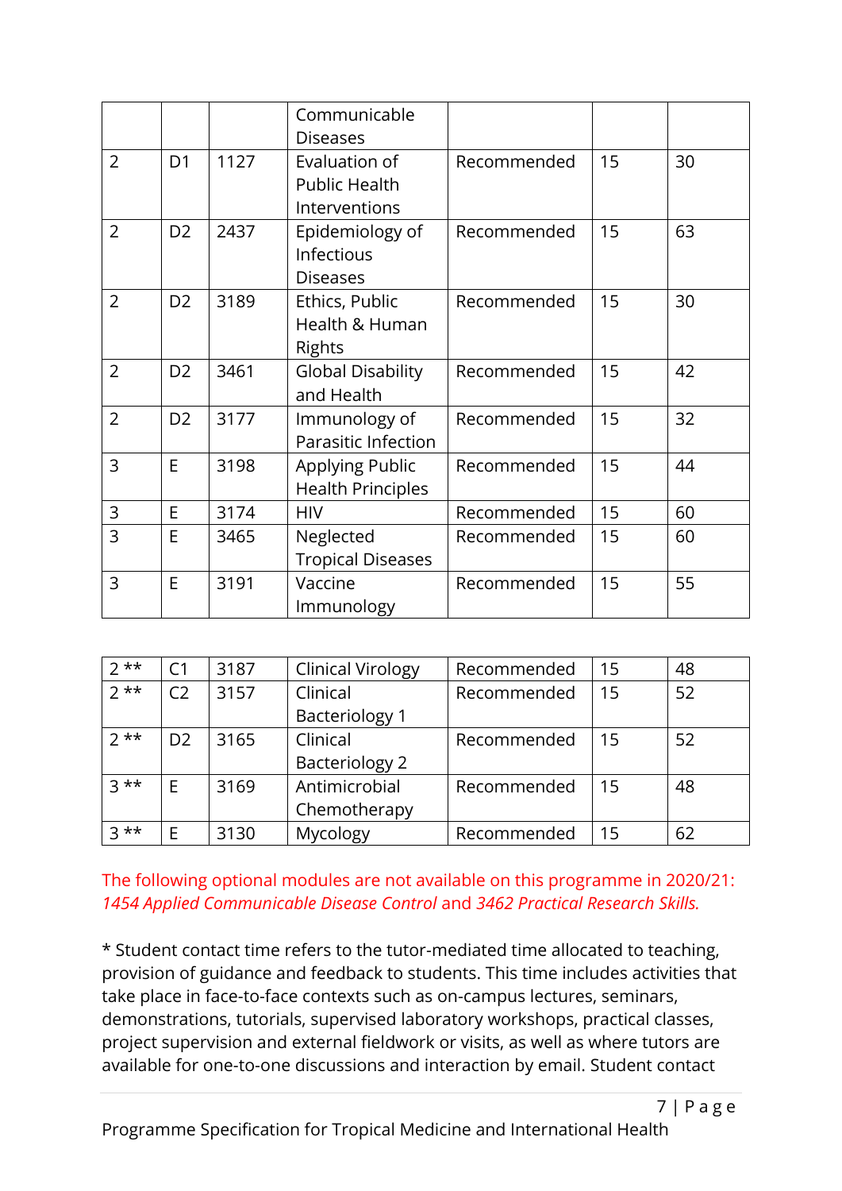| | | | Communicable Diseases | | | |
|---|---|---|---|---|---|---|
| 2 | D1 | 1127 | Evaluation of Public Health Interventions | Recommended | 15 | 30 |
| 2 | D2 | 2437 | Epidemiology of Infectious Diseases | Recommended | 15 | 63 |
| 2 | D2 | 3189 | Ethics, Public Health & Human Rights | Recommended | 15 | 30 |
| 2 | D2 | 3461 | Global Disability and Health | Recommended | 15 | 42 |
| 2 | D2 | 3177 | Immunology of Parasitic Infection | Recommended | 15 | 32 |
| 3 | E | 3198 | Applying Public Health Principles | Recommended | 15 | 44 |
| 3 | E | 3174 | HIV | Recommended | 15 | 60 |
| 3 | E | 3465 | Neglected Tropical Diseases | Recommended | 15 | 60 |
| 3 | E | 3191 | Vaccine Immunology | Recommended | 15 | 55 |

| 2 ** | C1 | 3187 | Clinical Virology | Recommended | 15 | 48 |
|---|---|---|---|---|---|---|
| 2 ** | C2 | 3157 | Clinical Bacteriology 1 | Recommended | 15 | 52 |
| 2 ** | D2 | 3165 | Clinical Bacteriology 2 | Recommended | 15 | 52 |
| 3 ** | E | 3169 | Antimicrobial Chemotherapy | Recommended | 15 | 48 |
| 3 ** | E | 3130 | Mycology | Recommended | 15 | 62 |

The following optional modules are not available on this programme in 2020/21: *1454 Applied Communicable Disease Control* and *3462 Practical Research Skills.*

* Student contact time refers to the tutor-mediated time allocated to teaching, provision of guidance and feedback to students. This time includes activities that take place in face-to-face contexts such as on-campus lectures, seminars, demonstrations, tutorials, supervised laboratory workshops, practical classes, project supervision and external fieldwork or visits, as well as where tutors are available for one-to-one discussions and interaction by email. Student contact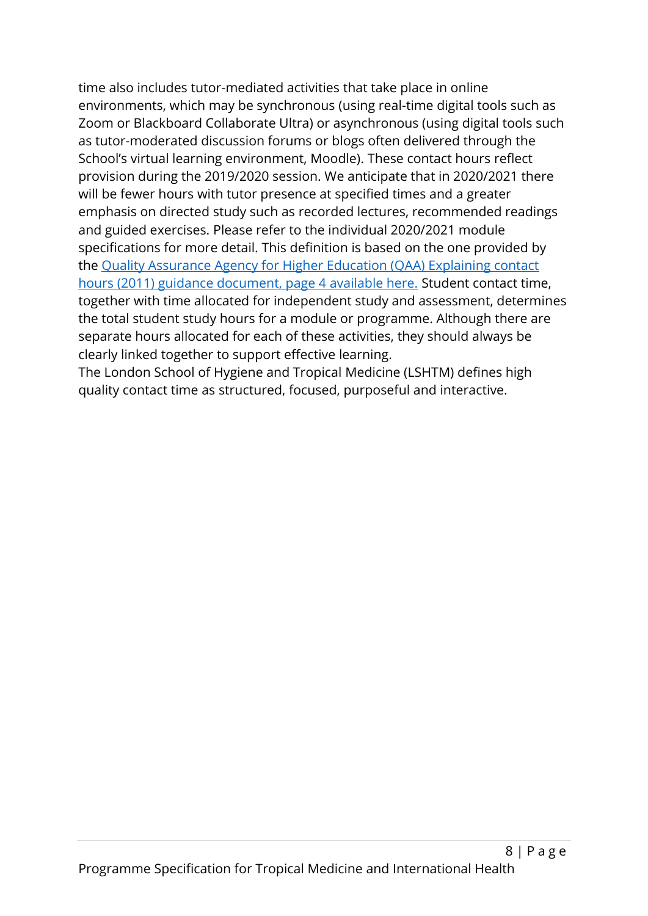time also includes tutor-mediated activities that take place in online environments, which may be synchronous (using real-time digital tools such as Zoom or Blackboard Collaborate Ultra) or asynchronous (using digital tools such as tutor-moderated discussion forums or blogs often delivered through the School's virtual learning environment, Moodle). These contact hours reflect provision during the 2019/2020 session. We anticipate that in 2020/2021 there will be fewer hours with tutor presence at specified times and a greater emphasis on directed study such as recorded lectures, recommended readings and guided exercises. Please refer to the individual 2020/2021 module specifications for more detail. This definition is based on the one provided by the Quality Assurance Agency for Higher Education (QAA) Explaining contact hours (2011) guidance document, page 4 available here. Student contact time, together with time allocated for independent study and assessment, determines the total student study hours for a module or programme. Although there are separate hours allocated for each of these activities, they should always be clearly linked together to support effective learning.

The London School of Hygiene and Tropical Medicine (LSHTM) defines high quality contact time as structured, focused, purposeful and interactive.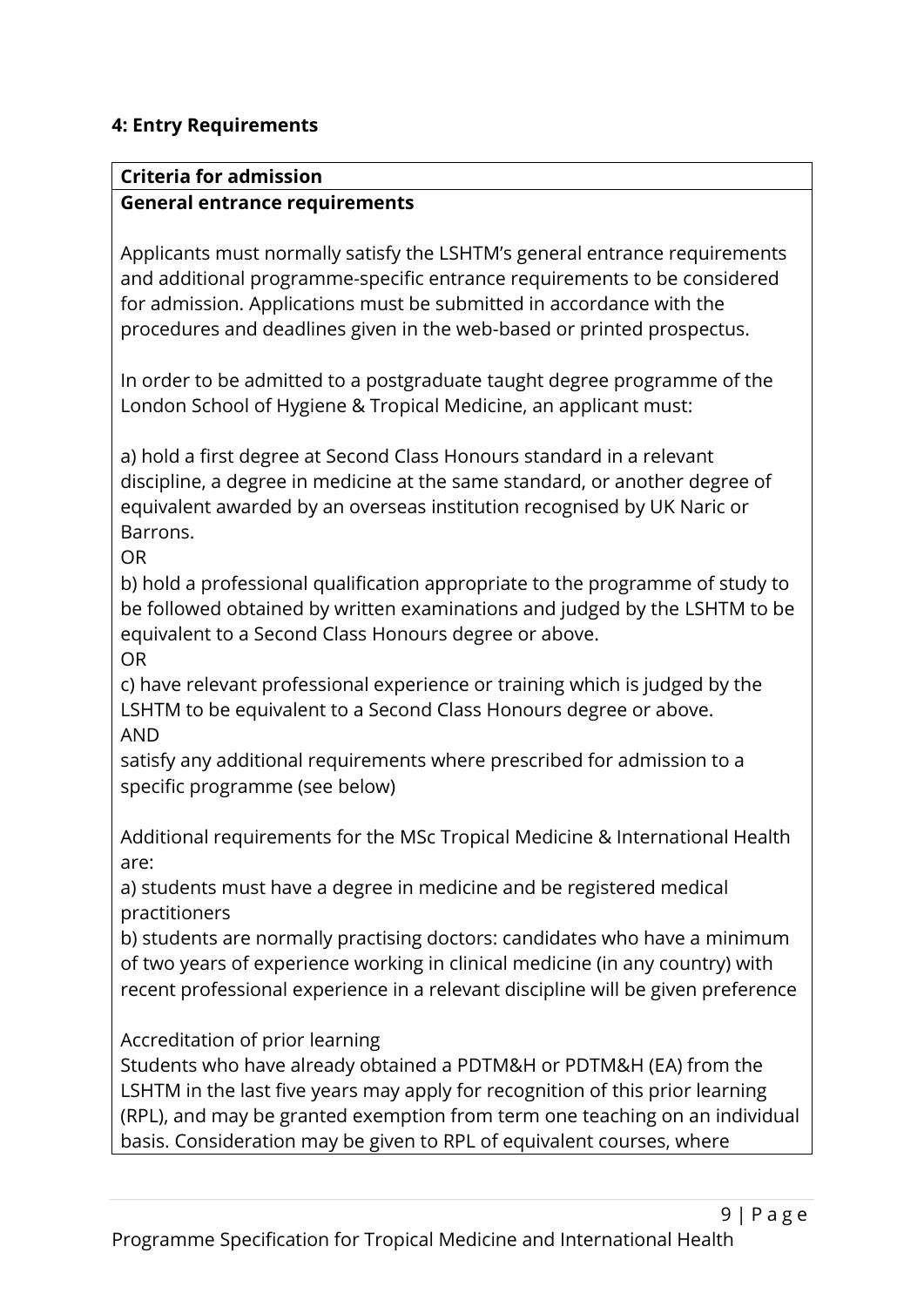## 4: Entry Requirements

**Criteria for admission**

**General entrance requirements**

Applicants must normally satisfy the LSHTM's general entrance requirements and additional programme-specific entrance requirements to be considered for admission. Applications must be submitted in accordance with the procedures and deadlines given in the web-based or printed prospectus.

In order to be admitted to a postgraduate taught degree programme of the London School of Hygiene & Tropical Medicine, an applicant must:

a) hold a first degree at Second Class Honours standard in a relevant discipline, a degree in medicine at the same standard, or another degree of equivalent awarded by an overseas institution recognised by UK Naric or Barrons.

OR

b) hold a professional qualification appropriate to the programme of study to be followed obtained by written examinations and judged by the LSHTM to be equivalent to a Second Class Honours degree or above.

OR

c) have relevant professional experience or training which is judged by the LSHTM to be equivalent to a Second Class Honours degree or above.

AND

satisfy any additional requirements where prescribed for admission to a specific programme (see below)

Additional requirements for the MSc Tropical Medicine & International Health are:

a) students must have a degree in medicine and be registered medical practitioners

b) students are normally practising doctors: candidates who have a minimum of two years of experience working in clinical medicine (in any country) with recent professional experience in a relevant discipline will be given preference

Accreditation of prior learning

Students who have already obtained a PDTM&H or PDTM&H (EA) from the LSHTM in the last five years may apply for recognition of this prior learning (RPL), and may be granted exemption from term one teaching on an individual basis. Consideration may be given to RPL of equivalent courses, where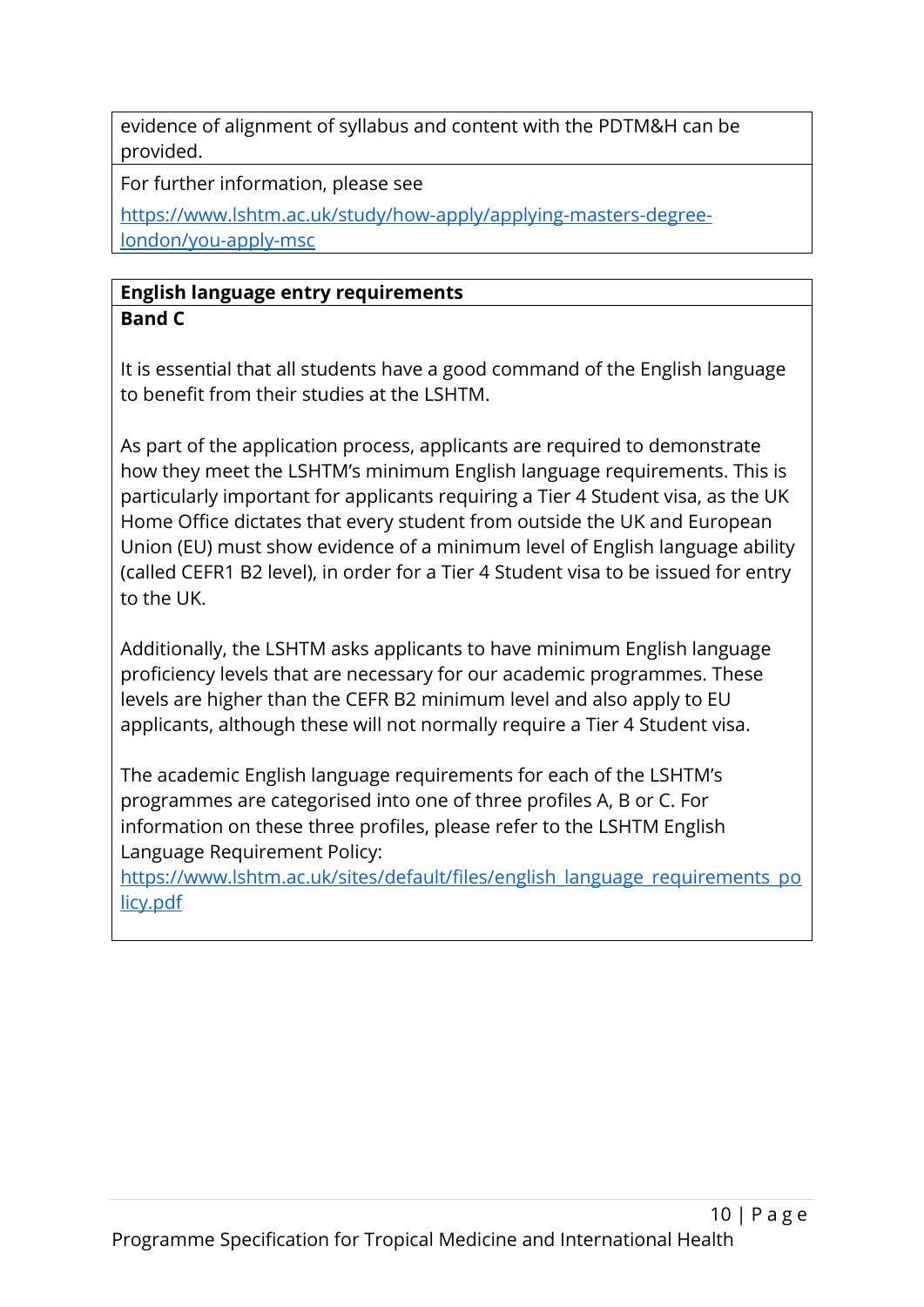evidence of alignment of syllabus and content with the PDTM&H can be provided.

For further information, please see

https://www.lshtm.ac.uk/study/how-apply/applying-masters-degree-london/you-apply-msc

**English language entry requirements**

**Band C**

It is essential that all students have a good command of the English language to benefit from their studies at the LSHTM.

As part of the application process, applicants are required to demonstrate how they meet the LSHTM's minimum English language requirements. This is particularly important for applicants requiring a Tier 4 Student visa, as the UK Home Office dictates that every student from outside the UK and European Union (EU) must show evidence of a minimum level of English language ability (called CEFR1 B2 level), in order for a Tier 4 Student visa to be issued for entry to the UK.

Additionally, the LSHTM asks applicants to have minimum English language proficiency levels that are necessary for our academic programmes. These levels are higher than the CEFR B2 minimum level and also apply to EU applicants, although these will not normally require a Tier 4 Student visa.

The academic English language requirements for each of the LSHTM's programmes are categorised into one of three profiles A, B or C. For information on these three profiles, please refer to the LSHTM English Language Requirement Policy:
https://www.lshtm.ac.uk/sites/default/files/english_language_requirements_policy.pdf